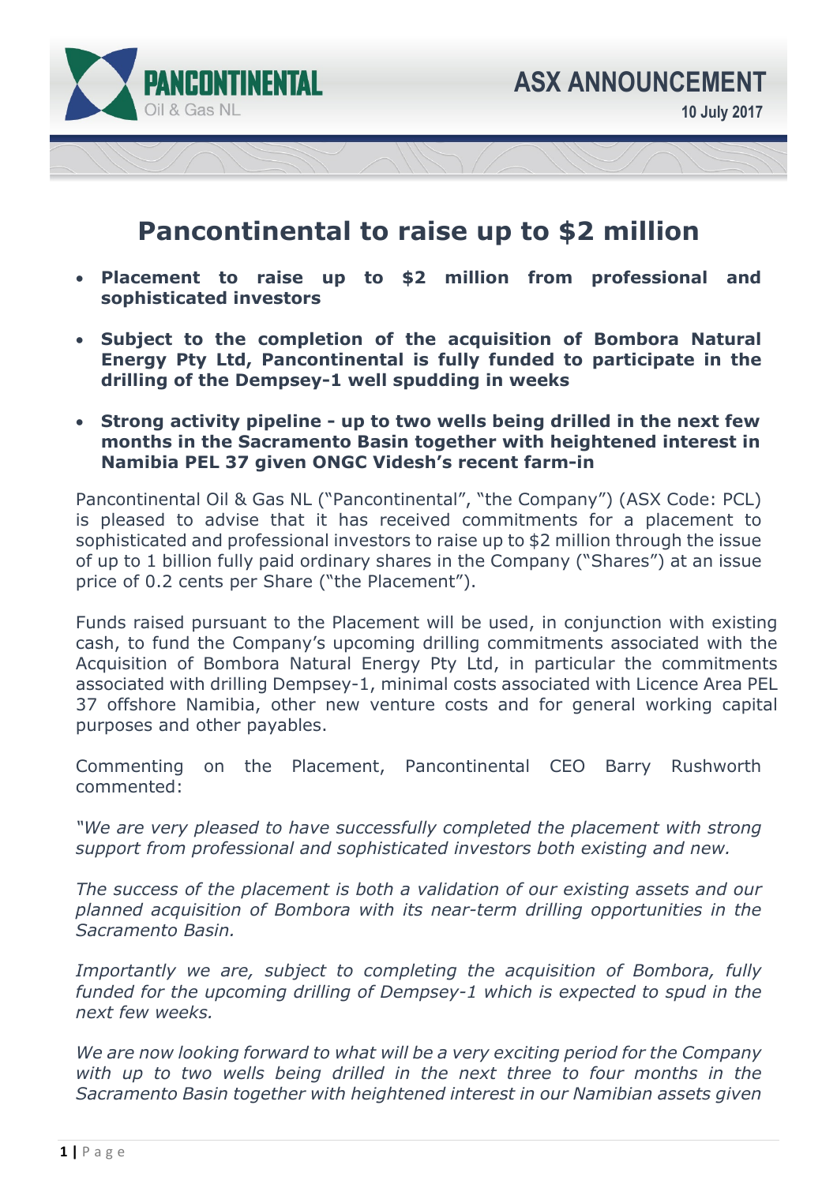**PANCONTINENTAL**
Oil & Gas NL

**ASX ANNOUNCEMENT**
**10 July 2017**

# Pancontinental to raise up to $2 million

- **Placement to raise up to $2 million from professional and sophisticated investors**
- **Subject to the completion of the acquisition of Bombora Natural Energy Pty Ltd, Pancontinental is fully funded to participate in the drilling of the Dempsey-1 well spudding in weeks**
- **Strong activity pipeline - up to two wells being drilled in the next few months in the Sacramento Basin together with heightened interest in Namibia PEL 37 given ONGC Videsh's recent farm-in**

Pancontinental Oil & Gas NL ("Pancontinental", "the Company") (ASX Code: PCL) is pleased to advise that it has received commitments for a placement to sophisticated and professional investors to raise up to $2 million through the issue of up to 1 billion fully paid ordinary shares in the Company ("Shares") at an issue price of 0.2 cents per Share ("the Placement").

Funds raised pursuant to the Placement will be used, in conjunction with existing cash, to fund the Company's upcoming drilling commitments associated with the Acquisition of Bombora Natural Energy Pty Ltd, in particular the commitments associated with drilling Dempsey-1, minimal costs associated with Licence Area PEL 37 offshore Namibia, other new venture costs and for general working capital purposes and other payables.

Commenting on the Placement, Pancontinental CEO Barry Rushworth commented:

*"We are very pleased to have successfully completed the placement with strong support from professional and sophisticated investors both existing and new.*

*The success of the placement is both a validation of our existing assets and our planned acquisition of Bombora with its near-term drilling opportunities in the Sacramento Basin.*

*Importantly we are, subject to completing the acquisition of Bombora, fully funded for the upcoming drilling of Dempsey-1 which is expected to spud in the next few weeks.*

*We are now looking forward to what will be a very exciting period for the Company with up to two wells being drilled in the next three to four months in the Sacramento Basin together with heightened interest in our Namibian assets given*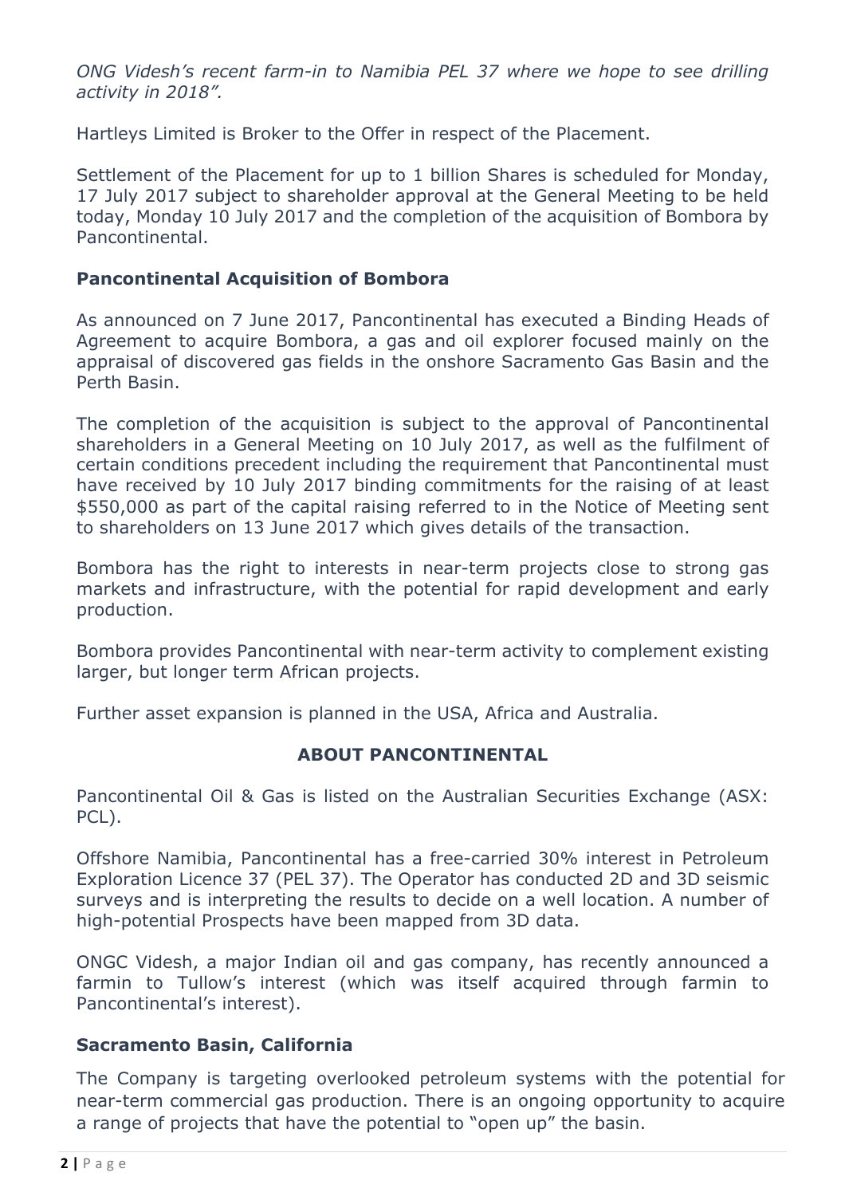*ONG Videsh's recent farm-in to Namibia PEL 37 where we hope to see drilling activity in 2018".*

Hartleys Limited is Broker to the Offer in respect of the Placement.

Settlement of the Placement for up to 1 billion Shares is scheduled for Monday, 17 July 2017 subject to shareholder approval at the General Meeting to be held today, Monday 10 July 2017 and the completion of the acquisition of Bombora by Pancontinental.

## Pancontinental Acquisition of Bombora

As announced on 7 June 2017, Pancontinental has executed a Binding Heads of Agreement to acquire Bombora, a gas and oil explorer focused mainly on the appraisal of discovered gas fields in the onshore Sacramento Gas Basin and the Perth Basin.

The completion of the acquisition is subject to the approval of Pancontinental shareholders in a General Meeting on 10 July 2017, as well as the fulfilment of certain conditions precedent including the requirement that Pancontinental must have received by 10 July 2017 binding commitments for the raising of at least $550,000 as part of the capital raising referred to in the Notice of Meeting sent to shareholders on 13 June 2017 which gives details of the transaction.

Bombora has the right to interests in near-term projects close to strong gas markets and infrastructure, with the potential for rapid development and early production.

Bombora provides Pancontinental with near-term activity to complement existing larger, but longer term African projects.

Further asset expansion is planned in the USA, Africa and Australia.

## ABOUT PANCONTINENTAL

Pancontinental Oil & Gas is listed on the Australian Securities Exchange (ASX: PCL).

Offshore Namibia, Pancontinental has a free-carried 30% interest in Petroleum Exploration Licence 37 (PEL 37). The Operator has conducted 2D and 3D seismic surveys and is interpreting the results to decide on a well location. A number of high-potential Prospects have been mapped from 3D data.

ONGC Videsh, a major Indian oil and gas company, has recently announced a farmin to Tullow's interest (which was itself acquired through farmin to Pancontinental's interest).

## Sacramento Basin, California

The Company is targeting overlooked petroleum systems with the potential for near-term commercial gas production. There is an ongoing opportunity to acquire a range of projects that have the potential to "open up" the basin.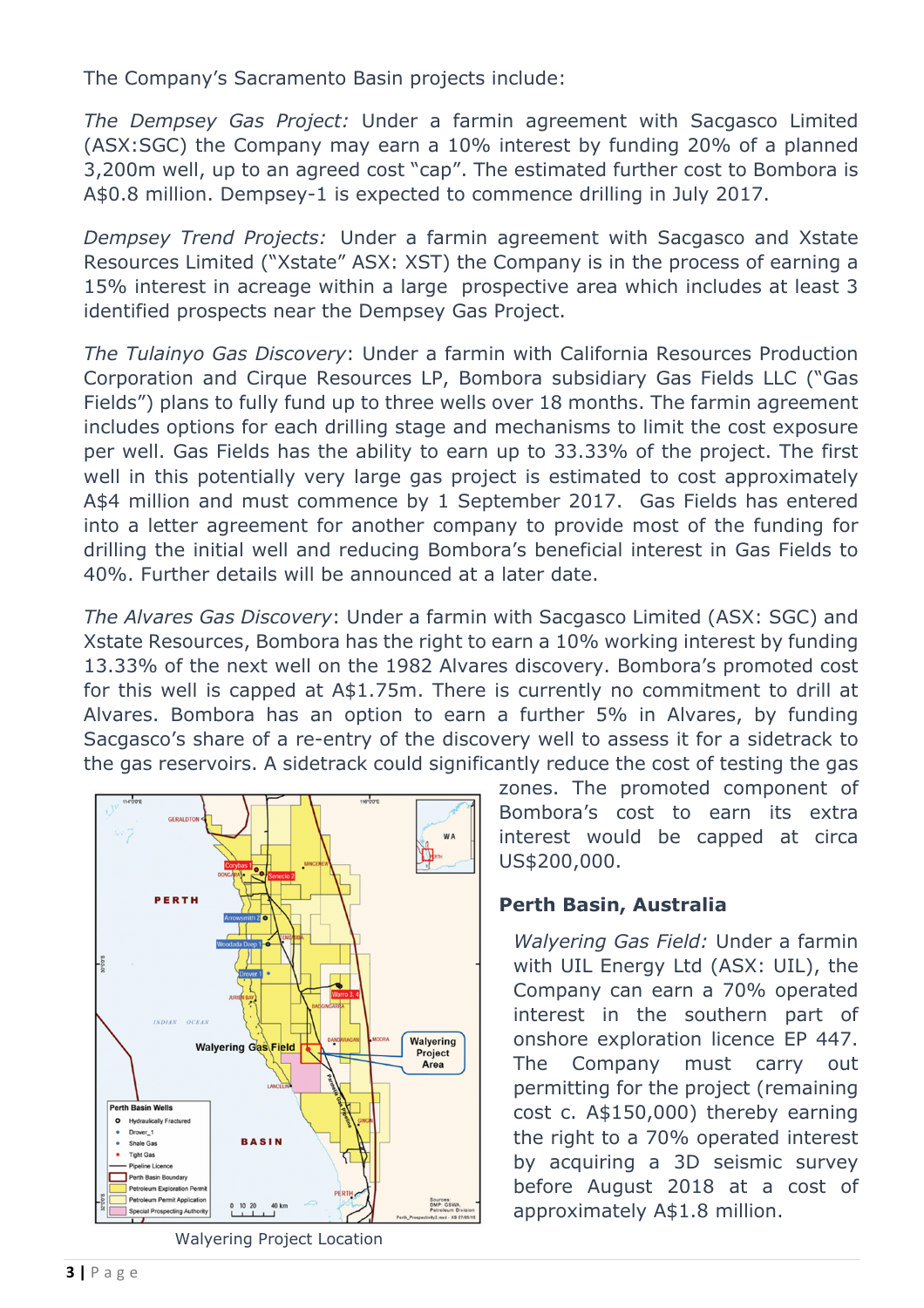The Company's Sacramento Basin projects include:

*The Dempsey Gas Project:* Under a farmin agreement with Sacgasco Limited (ASX:SGC) the Company may earn a 10% interest by funding 20% of a planned 3,200m well, up to an agreed cost "cap". The estimated further cost to Bombora is A$0.8 million. Dempsey-1 is expected to commence drilling in July 2017.

*Dempsey Trend Projects:* Under a farmin agreement with Sacgasco and Xstate Resources Limited ("Xstate" ASX: XST) the Company is in the process of earning a 15% interest in acreage within a large prospective area which includes at least 3 identified prospects near the Dempsey Gas Project.

*The Tulainyo Gas Discovery*: Under a farmin with California Resources Production Corporation and Cirque Resources LP, Bombora subsidiary Gas Fields LLC ("Gas Fields") plans to fully fund up to three wells over 18 months. The farmin agreement includes options for each drilling stage and mechanisms to limit the cost exposure per well. Gas Fields has the ability to earn up to 33.33% of the project. The first well in this potentially very large gas project is estimated to cost approximately A$4 million and must commence by 1 September 2017. Gas Fields has entered into a letter agreement for another company to provide most of the funding for drilling the initial well and reducing Bombora's beneficial interest in Gas Fields to 40%. Further details will be announced at a later date.

*The Alvares Gas Discovery*: Under a farmin with Sacgasco Limited (ASX: SGC) and Xstate Resources, Bombora has the right to earn a 10% working interest by funding 13.33% of the next well on the 1982 Alvares discovery. Bombora's promoted cost for this well is capped at A$1.75m. There is currently no commitment to drill at Alvares. Bombora has an option to earn a further 5% in Alvares, by funding Sacgasco's share of a re-entry of the discovery well to assess it for a sidetrack to the gas reservoirs. A sidetrack could significantly reduce the cost of testing the gas zones. The promoted component of Bombora's cost to earn its extra interest would be capped at circa US$200,000.

## Perth Basin, Australia

*Walyering Gas Field:* Under a farmin with UIL Energy Ltd (ASX: UIL), the Company can earn a 70% operated interest in the southern part of onshore exploration licence EP 447. The Company must carry out permitting for the project (remaining cost c. A$150,000) thereby earning the right to a 70% operated interest by acquiring a 3D seismic survey before August 2018 at a cost of approximately A$1.8 million.

Walyering Project Location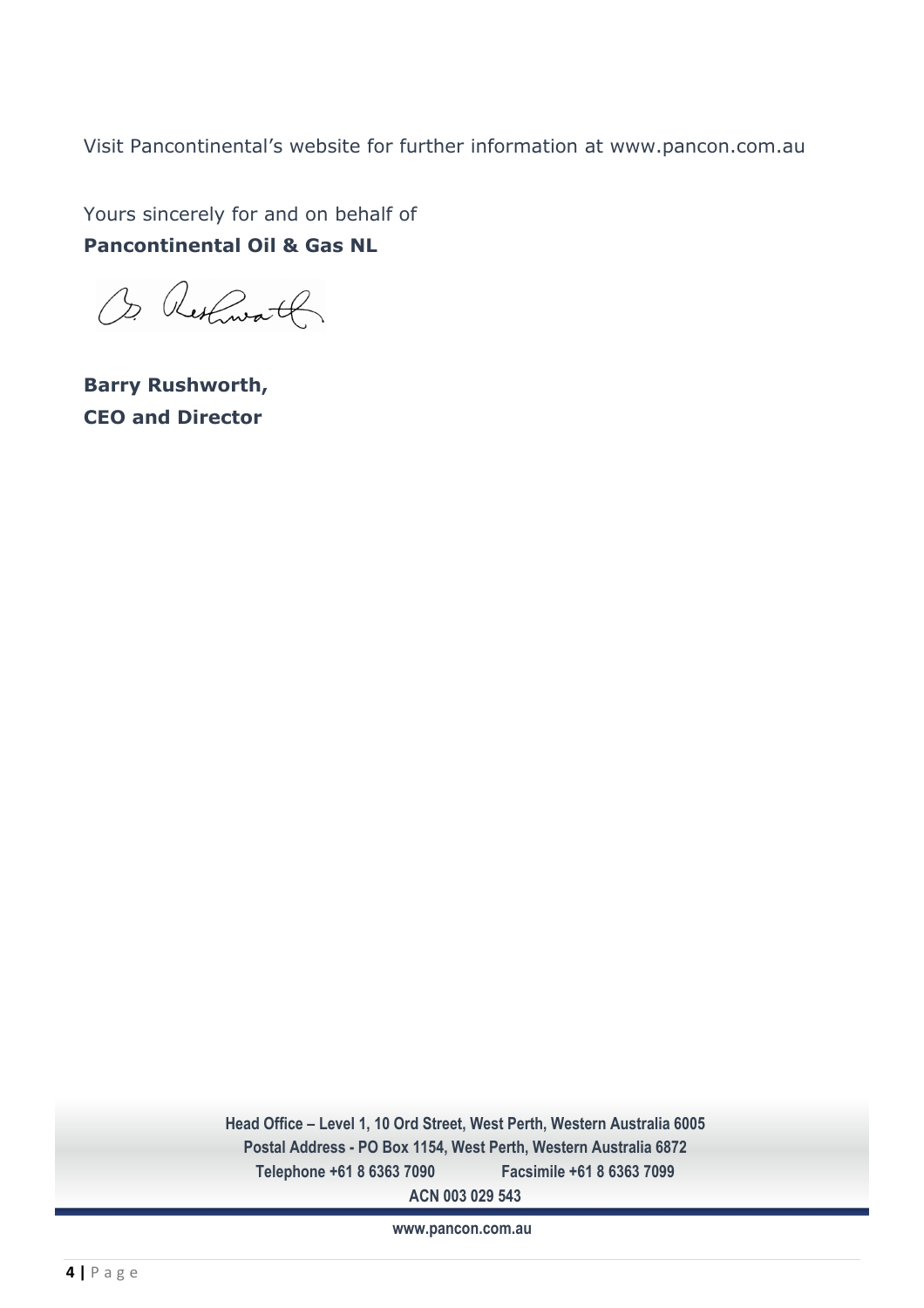Visit Pancontinental's website for further information at www.pancon.com.au

Yours sincerely for and on behalf of

**Pancontinental Oil & Gas NL**

**Barry Rushworth,**
**CEO and Director**

**Head Office – Level 1, 10 Ord Street, West Perth, Western Australia 6005**
**Postal Address - PO Box 1154, West Perth, Western Australia 6872**
**Telephone +61 8 6363 7090 Facsimile +61 8 6363 7099**
**ACN 003 029 543**

**www.pancon.com.au**